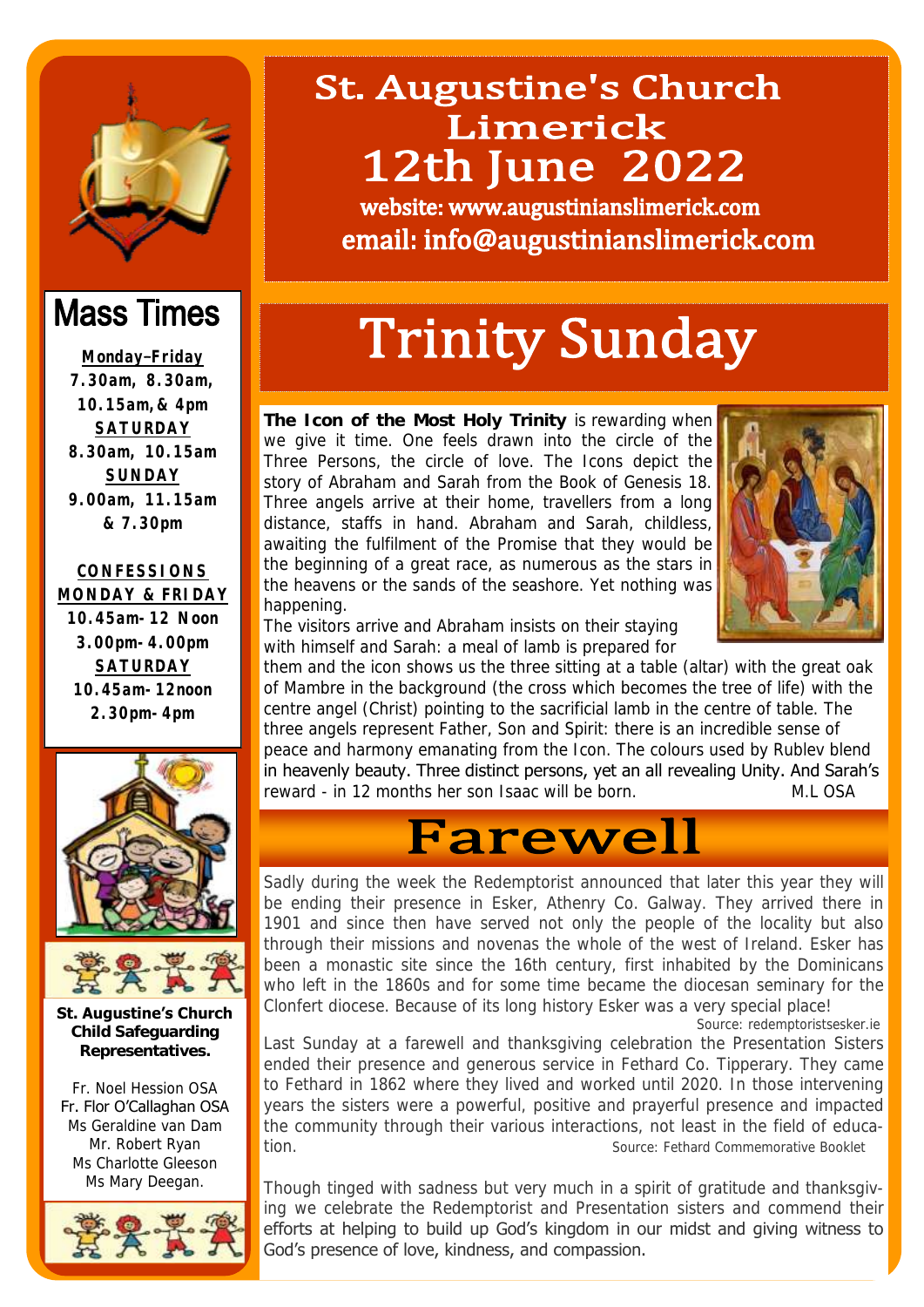# St. Augustine's Church Limerick
## 12th June 2022

website: www.augustinianslimerick.com
email: info@augustinianslimerick.com

## Mass Times

**Monday–Friday**
7.30am, 8.30am, 10.15am, & 4pm

**SATURDAY**
8.30am, 10.15am

**SUNDAY**
9.00am, 11.15am & 7.30pm

**CONFESSIONS**
**MONDAY & FRIDAY**
10.45am- 12 Noon
3.00pm- 4.00pm

**SATURDAY**
10.45am- 12noon
2.30pm- 4pm

**St. Augustine's Church Child Safeguarding Representatives.**

Fr. Noel Hession OSA
Fr. Flor O'Callaghan OSA
Ms Geraldine van Dam
Mr. Robert Ryan
Ms Charlotte Gleeson
Ms Mary Deegan.

# Trinity Sunday

**The Icon of the Most Holy Trinity** is rewarding when we give it time. One feels drawn into the circle of the Three Persons, the circle of love. The Icons depict the story of Abraham and Sarah from the Book of Genesis 18. Three angels arrive at their home, travellers from a long distance, staffs in hand. Abraham and Sarah, childless, awaiting the fulfilment of the Promise that they would be the beginning of a great race, as numerous as the stars in the heavens or the sands of the seashore. Yet nothing was happening.

The visitors arrive and Abraham insists on their staying with himself and Sarah: a meal of lamb is prepared for them and the icon shows us the three sitting at a table (altar) with the great oak of Mambre in the background (the cross which becomes the tree of life) with the centre angel (Christ) pointing to the sacrificial lamb in the centre of table. The three angels represent Father, Son and Spirit: there is an incredible sense of peace and harmony emanating from the Icon. The colours used by Rublev blend in heavenly beauty. Three distinct persons, yet an all revealing Unity. And Sarah's reward - in 12 months her son Isaac will be born. M.L OSA

# Farewell

Sadly during the week the Redemptorist announced that later this year they will be ending their presence in Esker, Athenry Co. Galway. They arrived there in 1901 and since then have served not only the people of the locality but also through their missions and novenas the whole of the west of Ireland. Esker has been a monastic site since the 16th century, first inhabited by the Dominicans who left in the 1860s and for some time became the diocesan seminary for the Clonfert diocese. Because of its long history Esker was a very special place!

Source: redemptoristsesker.ie

Last Sunday at a farewell and thanksgiving celebration the Presentation Sisters ended their presence and generous service in Fethard Co. Tipperary. They came to Fethard in 1862 where they lived and worked until 2020. In those intervening years the sisters were a powerful, positive and prayerful presence and impacted the community through their various interactions, not least in the field of education.

Source: Fethard Commemorative Booklet

Though tinged with sadness but very much in a spirit of gratitude and thanksgiving we celebrate the Redemptorist and Presentation sisters and commend their efforts at helping to build up God's kingdom in our midst and giving witness to God's presence of love, kindness, and compassion.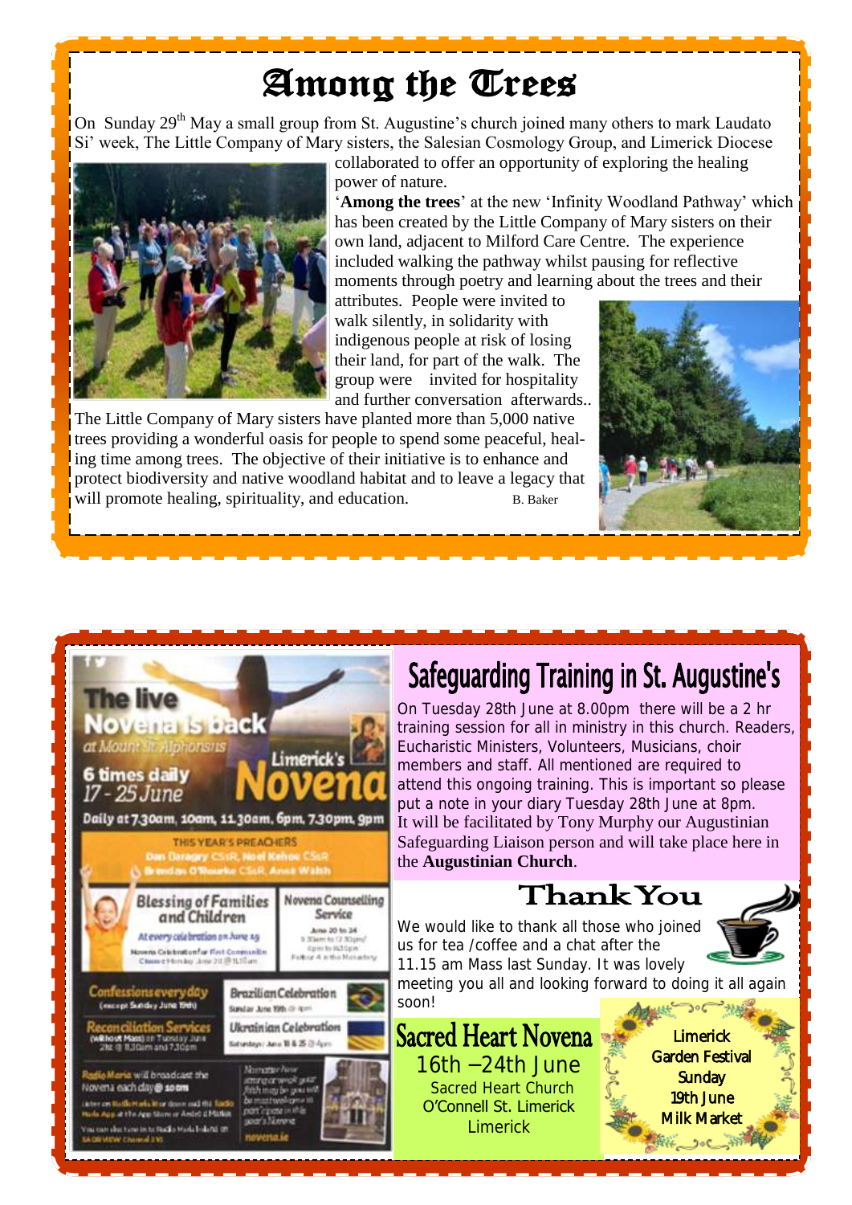# Among the Trees

On Sunday 29th May a small group from St. Augustine's church joined many others to mark Laudato Si' week, The Little Company of Mary sisters, the Salesian Cosmology Group, and Limerick Diocese collaborated to offer an opportunity of exploring the healing power of nature.

'**Among the trees**' at the new 'Infinity Woodland Pathway' which has been created by the Little Company of Mary sisters on their own land, adjacent to Milford Care Centre. The experience included walking the pathway whilst pausing for reflective moments through poetry and learning about the trees and their attributes. People were invited to walk silently, in solidarity with indigenous people at risk of losing their land, for part of the walk. The group were invited for hospitality and further conversation afterwards..

The Little Company of Mary sisters have planted more than 5,000 native trees providing a wonderful oasis for people to spend some peaceful, healing time among trees. The objective of their initiative is to enhance and protect biodiversity and native woodland habitat and to leave a legacy that will promote healing, spirituality, and education.

B. Baker

The live Novena is back at Mount St Alphonsus

Limerick's Novena

6 times daily 17 - 25 June

Daily at 7.30am, 10am, 11.30am, 6pm, 7.30pm, 9pm

THIS YEAR'S PREACHERS: Dan Baragry CSsR, Noel Kehoe CSsR, Brendan O'Rourke CSsR, Anne Walsh

Blessing of Families and Children — At every celebration on June 19

Novena Counselling Service — June 20 to 24

Confessions every day (except Sunday June 19th)

Reconciliation Services (without Mass) on Tuesday June 21st @ 11.30am and 7.30pm

Brazilian Celebration — Sunday June 19th @ 4pm

Ukrainian Celebration — Saturdays: June 18 & 25 @ 4pm

Radio Maria will broadcast the Novena each day @ 10am

novena.ie

## Safeguarding Training in St. Augustine's

On Tuesday 28th June at 8.00pm there will be a 2 hr training session for all in ministry in this church. Readers, Eucharistic Ministers, Volunteers, Musicians, choir members and staff. All mentioned are required to attend this ongoing training. This is important so please put a note in your diary Tuesday 28th June at 8pm. It will be facilitated by Tony Murphy our Augustinian Safeguarding Liaison person and will take place here in the **Augustinian Church**.

## Thank You

We would like to thank all those who joined us for tea /coffee and a chat after the 11.15 am Mass last Sunday. It was lovely meeting you all and looking forward to doing it all again soon!

## Sacred Heart Novena

16th –24th June

Sacred Heart Church
O'Connell St. Limerick
Limerick

Limerick Garden Festival
Sunday
19th June
Milk Market